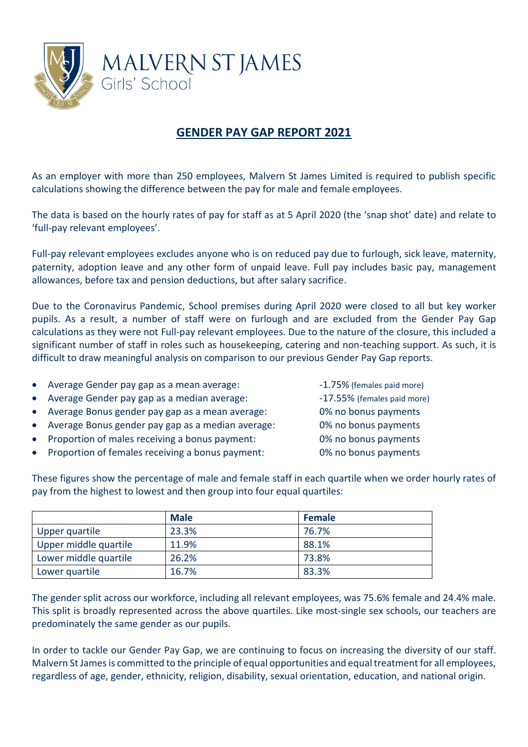MALVERN ST JAMES
Girls' School

# GENDER PAY GAP REPORT 2021

As an employer with more than 250 employees, Malvern St James Limited is required to publish specific calculations showing the difference between the pay for male and female employees.

The data is based on the hourly rates of pay for staff as at 5 April 2020 (the 'snap shot' date) and relate to 'full-pay relevant employees'.

Full-pay relevant employees excludes anyone who is on reduced pay due to furlough, sick leave, maternity, paternity, adoption leave and any other form of unpaid leave. Full pay includes basic pay, management allowances, before tax and pension deductions, but after salary sacrifice.

Due to the Coronavirus Pandemic, School premises during April 2020 were closed to all but key worker pupils. As a result, a number of staff were on furlough and are excluded from the Gender Pay Gap calculations as they were not Full-pay relevant employees. Due to the nature of the closure, this included a significant number of staff in roles such as housekeeping, catering and non-teaching support. As such, it is difficult to draw meaningful analysis on comparison to our previous Gender Pay Gap reports.

- Average Gender pay gap as a mean average: -1.75% (females paid more)
- Average Gender pay gap as a median average: -17.55% (females paid more)
- Average Bonus gender pay gap as a mean average: 0% no bonus payments
- Average Bonus gender pay gap as a median average: 0% no bonus payments
- Proportion of males receiving a bonus payment: 0% no bonus payments
- Proportion of females receiving a bonus payment: 0% no bonus payments

These figures show the percentage of male and female staff in each quartile when we order hourly rates of pay from the highest to lowest and then group into four equal quartiles:

| | Male | Female |
|---|---|---|
| Upper quartile | 23.3% | 76.7% |
| Upper middle quartile | 11.9% | 88.1% |
| Lower middle quartile | 26.2% | 73.8% |
| Lower quartile | 16.7% | 83.3% |

The gender split across our workforce, including all relevant employees, was 75.6% female and 24.4% male. This split is broadly represented across the above quartiles. Like most-single sex schools, our teachers are predominately the same gender as our pupils.

In order to tackle our Gender Pay Gap, we are continuing to focus on increasing the diversity of our staff. Malvern St James is committed to the principle of equal opportunities and equal treatment for all employees, regardless of age, gender, ethnicity, religion, disability, sexual orientation, education, and national origin.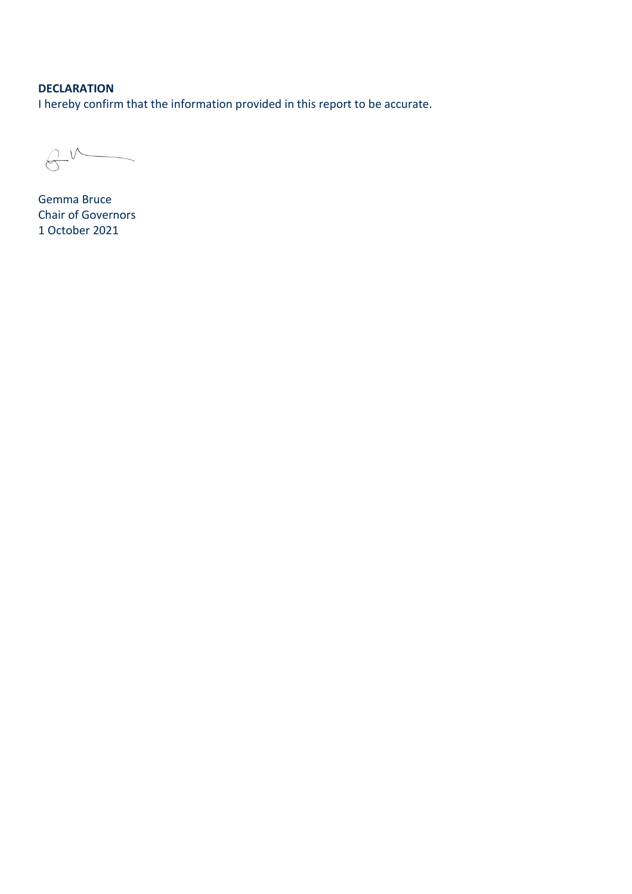**DECLARATION**

I hereby confirm that the information provided in this report to be accurate.

Gemma Bruce
Chair of Governors
1 October 2021